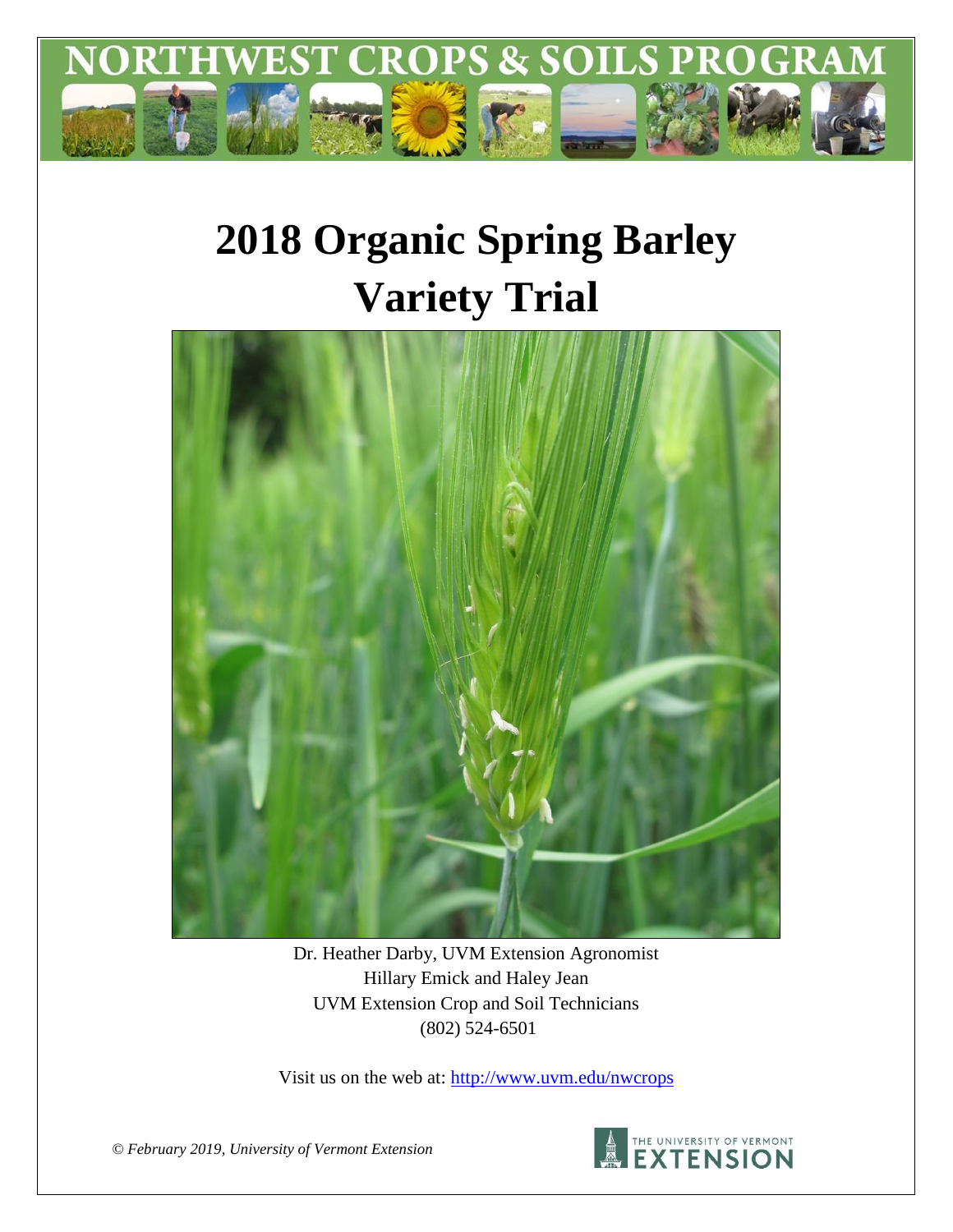# NORTHWEST CROPS & SOILS PROGRAM

# 2018 Organic Spring Barley Variety Trial

Dr. Heather Darby, UVM Extension Agronomist
Hillary Emick and Haley Jean
UVM Extension Crop and Soil Technicians
(802) 524-6501

Visit us on the web at: http://www.uvm.edu/nwcrops

*© February 2019, University of Vermont Extension*

THE UNIVERSITY OF VERMONT EXTENSION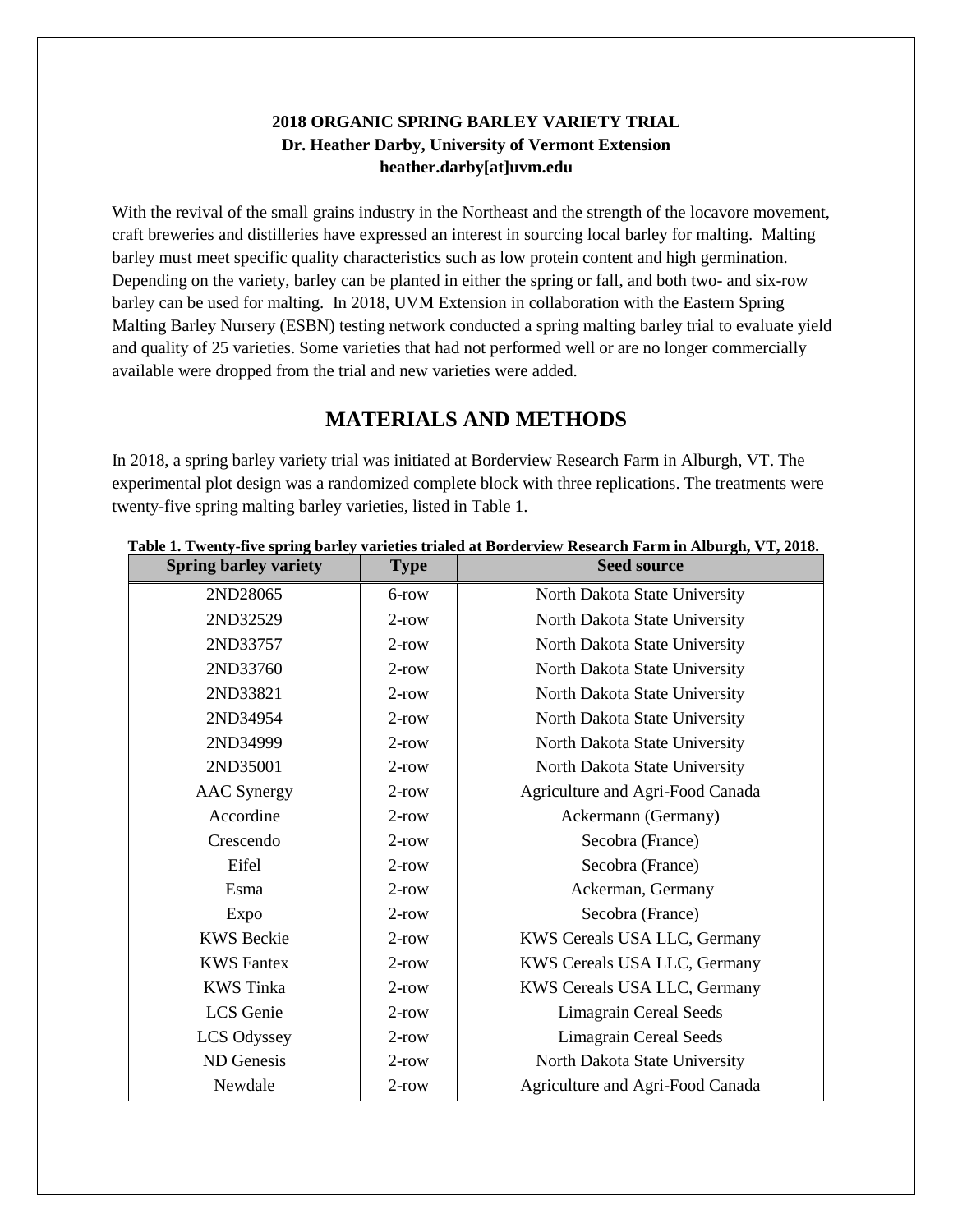**2018 ORGANIC SPRING BARLEY VARIETY TRIAL**
**Dr. Heather Darby, University of Vermont Extension**
**heather.darby[at]uvm.edu**

With the revival of the small grains industry in the Northeast and the strength of the locavore movement, craft breweries and distilleries have expressed an interest in sourcing local barley for malting. Malting barley must meet specific quality characteristics such as low protein content and high germination. Depending on the variety, barley can be planted in either the spring or fall, and both two- and six-row barley can be used for malting. In 2018, UVM Extension in collaboration with the Eastern Spring Malting Barley Nursery (ESBN) testing network conducted a spring malting barley trial to evaluate yield and quality of 25 varieties. Some varieties that had not performed well or are no longer commercially available were dropped from the trial and new varieties were added.

## MATERIALS AND METHODS

In 2018, a spring barley variety trial was initiated at Borderview Research Farm in Alburgh, VT. The experimental plot design was a randomized complete block with three replications. The treatments were twenty-five spring malting barley varieties, listed in Table 1.

**Table 1. Twenty-five spring barley varieties trialed at Borderview Research Farm in Alburgh, VT, 2018.**

| Spring barley variety | Type | Seed source |
|---|---|---|
| 2ND28065 | 6-row | North Dakota State University |
| 2ND32529 | 2-row | North Dakota State University |
| 2ND33757 | 2-row | North Dakota State University |
| 2ND33760 | 2-row | North Dakota State University |
| 2ND33821 | 2-row | North Dakota State University |
| 2ND34954 | 2-row | North Dakota State University |
| 2ND34999 | 2-row | North Dakota State University |
| 2ND35001 | 2-row | North Dakota State University |
| AAC Synergy | 2-row | Agriculture and Agri-Food Canada |
| Accordine | 2-row | Ackermann (Germany) |
| Crescendo | 2-row | Secobra (France) |
| Eifel | 2-row | Secobra (France) |
| Esma | 2-row | Ackerman, Germany |
| Expo | 2-row | Secobra (France) |
| KWS Beckie | 2-row | KWS Cereals USA LLC, Germany |
| KWS Fantex | 2-row | KWS Cereals USA LLC, Germany |
| KWS Tinka | 2-row | KWS Cereals USA LLC, Germany |
| LCS Genie | 2-row | Limagrain Cereal Seeds |
| LCS Odyssey | 2-row | Limagrain Cereal Seeds |
| ND Genesis | 2-row | North Dakota State University |
| Newdale | 2-row | Agriculture and Agri-Food Canada |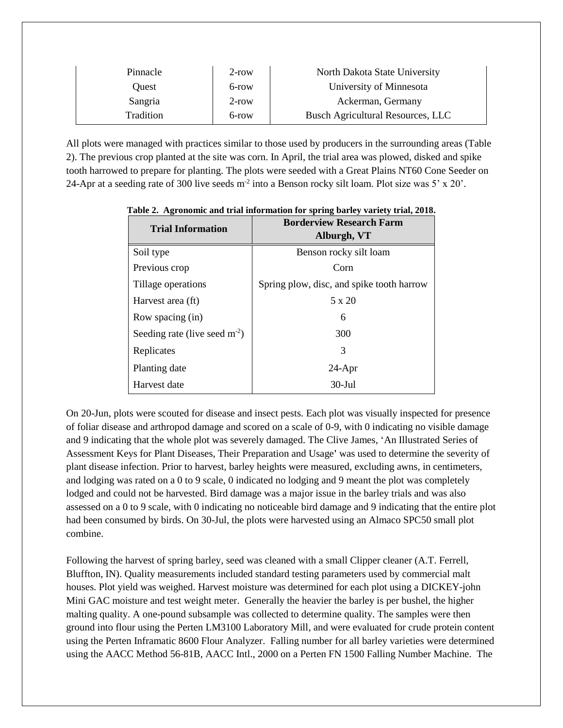| Pinnacle | 2-row | North Dakota State University |
|---|---|---|
| Quest | 6-row | University of Minnesota |
| Sangria | 2-row | Ackerman, Germany |
| Tradition | 6-row | Busch Agricultural Resources, LLC |

All plots were managed with practices similar to those used by producers in the surrounding areas (Table 2). The previous crop planted at the site was corn. In April, the trial area was plowed, disked and spike tooth harrowed to prepare for planting. The plots were seeded with a Great Plains NT60 Cone Seeder on 24-Apr at a seeding rate of 300 live seeds $m^{-2}$ into a Benson rocky silt loam. Plot size was 5' x 20'.

**Table 2. Agronomic and trial information for spring barley variety trial, 2018.**

| Trial Information | Borderview Research Farm Alburgh, VT |
|---|---|
| Soil type | Benson rocky silt loam |
| Previous crop | Corn |
| Tillage operations | Spring plow, disc, and spike tooth harrow |
| Harvest area (ft) | 5 x 20 |
| Row spacing (in) | 6 |
| Seeding rate (live seed $m^{-2}$) | 300 |
| Replicates | 3 |
| Planting date | 24-Apr |
| Harvest date | 30-Jul |

On 20-Jun, plots were scouted for disease and insect pests. Each plot was visually inspected for presence of foliar disease and arthropod damage and scored on a scale of 0-9, with 0 indicating no visible damage and 9 indicating that the whole plot was severely damaged. The Clive James, 'An Illustrated Series of Assessment Keys for Plant Diseases, Their Preparation and Usage' was used to determine the severity of plant disease infection. Prior to harvest, barley heights were measured, excluding awns, in centimeters, and lodging was rated on a 0 to 9 scale, 0 indicated no lodging and 9 meant the plot was completely lodged and could not be harvested. Bird damage was a major issue in the barley trials and was also assessed on a 0 to 9 scale, with 0 indicating no noticeable bird damage and 9 indicating that the entire plot had been consumed by birds. On 30-Jul, the plots were harvested using an Almaco SPC50 small plot combine.

Following the harvest of spring barley, seed was cleaned with a small Clipper cleaner (A.T. Ferrell, Bluffton, IN). Quality measurements included standard testing parameters used by commercial malt houses. Plot yield was weighed. Harvest moisture was determined for each plot using a DICKEY-john Mini GAC moisture and test weight meter. Generally the heavier the barley is per bushel, the higher malting quality. A one-pound subsample was collected to determine quality. The samples were then ground into flour using the Perten LM3100 Laboratory Mill, and were evaluated for crude protein content using the Perten Inframatic 8600 Flour Analyzer. Falling number for all barley varieties were determined using the AACC Method 56-81B, AACC Intl., 2000 on a Perten FN 1500 Falling Number Machine. The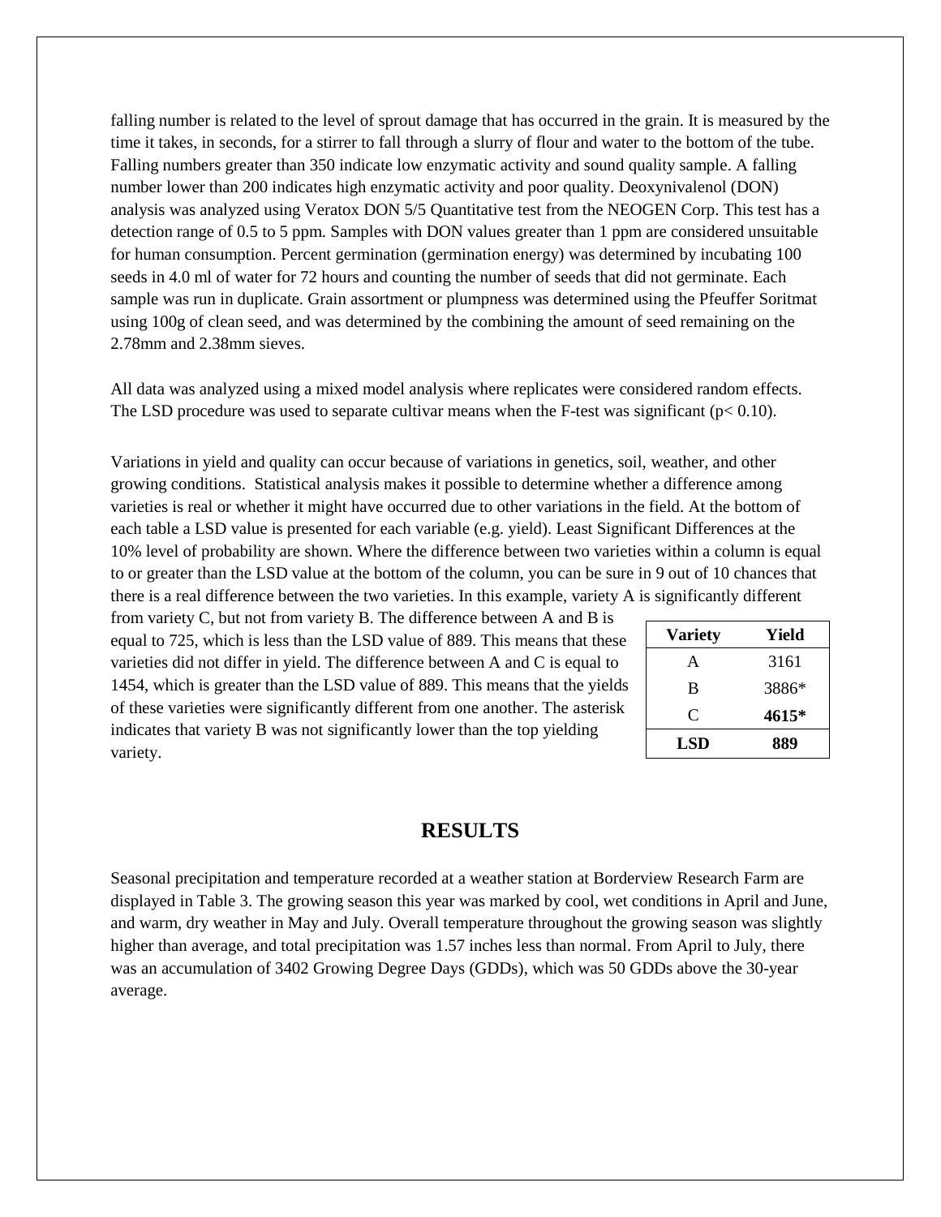falling number is related to the level of sprout damage that has occurred in the grain. It is measured by the time it takes, in seconds, for a stirrer to fall through a slurry of flour and water to the bottom of the tube. Falling numbers greater than 350 indicate low enzymatic activity and sound quality sample. A falling number lower than 200 indicates high enzymatic activity and poor quality. Deoxynivalenol (DON) analysis was analyzed using Veratox DON 5/5 Quantitative test from the NEOGEN Corp. This test has a detection range of 0.5 to 5 ppm. Samples with DON values greater than 1 ppm are considered unsuitable for human consumption. Percent germination (germination energy) was determined by incubating 100 seeds in 4.0 ml of water for 72 hours and counting the number of seeds that did not germinate. Each sample was run in duplicate. Grain assortment or plumpness was determined using the Pfeuffer Soritmat using 100g of clean seed, and was determined by the combining the amount of seed remaining on the 2.78mm and 2.38mm sieves.

All data was analyzed using a mixed model analysis where replicates were considered random effects. The LSD procedure was used to separate cultivar means when the F-test was significant ($p < 0.10$).

Variations in yield and quality can occur because of variations in genetics, soil, weather, and other growing conditions. Statistical analysis makes it possible to determine whether a difference among varieties is real or whether it might have occurred due to other variations in the field. At the bottom of each table a LSD value is presented for each variable (e.g. yield). Least Significant Differences at the 10% level of probability are shown. Where the difference between two varieties within a column is equal to or greater than the LSD value at the bottom of the column, you can be sure in 9 out of 10 chances that there is a real difference between the two varieties. In this example, variety A is significantly different from variety C, but not from variety B. The difference between A and B is equal to 725, which is less than the LSD value of 889. This means that these varieties did not differ in yield. The difference between A and C is equal to 1454, which is greater than the LSD value of 889. This means that the yields of these varieties were significantly different from one another. The asterisk indicates that variety B was not significantly lower than the top yielding variety.

| Variety | Yield |
|---|---|
| A | 3161 |
| B | 3886* |
| C | **4615*** |
| **LSD** | **889** |

# RESULTS

Seasonal precipitation and temperature recorded at a weather station at Borderview Research Farm are displayed in Table 3. The growing season this year was marked by cool, wet conditions in April and June, and warm, dry weather in May and July. Overall temperature throughout the growing season was slightly higher than average, and total precipitation was 1.57 inches less than normal. From April to July, there was an accumulation of 3402 Growing Degree Days (GDDs), which was 50 GDDs above the 30-year average.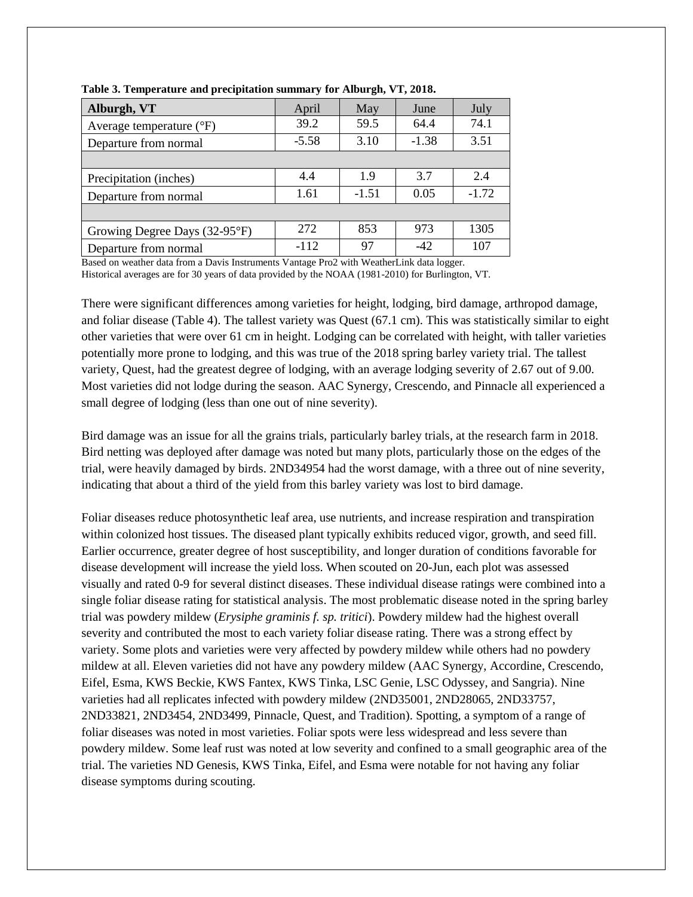**Table 3. Temperature and precipitation summary for Alburgh, VT, 2018.**

| Alburgh, VT | April | May | June | July |
|---|---|---|---|---|
| Average temperature (°F) | 39.2 | 59.5 | 64.4 | 74.1 |
| Departure from normal | -5.58 | 3.10 | -1.38 | 3.51 |
| | | | | |
| Precipitation (inches) | 4.4 | 1.9 | 3.7 | 2.4 |
| Departure from normal | 1.61 | -1.51 | 0.05 | -1.72 |
| | | | | |
| Growing Degree Days (32-95°F) | 272 | 853 | 973 | 1305 |
| Departure from normal | -112 | 97 | -42 | 107 |

Based on weather data from a Davis Instruments Vantage Pro2 with WeatherLink data logger.
Historical averages are for 30 years of data provided by the NOAA (1981-2010) for Burlington, VT.

There were significant differences among varieties for height, lodging, bird damage, arthropod damage, and foliar disease (Table 4). The tallest variety was Quest (67.1 cm). This was statistically similar to eight other varieties that were over 61 cm in height. Lodging can be correlated with height, with taller varieties potentially more prone to lodging, and this was true of the 2018 spring barley variety trial. The tallest variety, Quest, had the greatest degree of lodging, with an average lodging severity of 2.67 out of 9.00. Most varieties did not lodge during the season. AAC Synergy, Crescendo, and Pinnacle all experienced a small degree of lodging (less than one out of nine severity).

Bird damage was an issue for all the grains trials, particularly barley trials, at the research farm in 2018. Bird netting was deployed after damage was noted but many plots, particularly those on the edges of the trial, were heavily damaged by birds. 2ND34954 had the worst damage, with a three out of nine severity, indicating that about a third of the yield from this barley variety was lost to bird damage.

Foliar diseases reduce photosynthetic leaf area, use nutrients, and increase respiration and transpiration within colonized host tissues. The diseased plant typically exhibits reduced vigor, growth, and seed fill. Earlier occurrence, greater degree of host susceptibility, and longer duration of conditions favorable for disease development will increase the yield loss. When scouted on 20-Jun, each plot was assessed visually and rated 0-9 for several distinct diseases. These individual disease ratings were combined into a single foliar disease rating for statistical analysis. The most problematic disease noted in the spring barley trial was powdery mildew (*Erysiphe graminis f. sp. tritici*). Powdery mildew had the highest overall severity and contributed the most to each variety foliar disease rating. There was a strong effect by variety. Some plots and varieties were very affected by powdery mildew while others had no powdery mildew at all. Eleven varieties did not have any powdery mildew (AAC Synergy, Accordine, Crescendo, Eifel, Esma, KWS Beckie, KWS Fantex, KWS Tinka, LSC Genie, LSC Odyssey, and Sangria). Nine varieties had all replicates infected with powdery mildew (2ND35001, 2ND28065, 2ND33757, 2ND33821, 2ND3454, 2ND3499, Pinnacle, Quest, and Tradition). Spotting, a symptom of a range of foliar diseases was noted in most varieties. Foliar spots were less widespread and less severe than powdery mildew. Some leaf rust was noted at low severity and confined to a small geographic area of the trial. The varieties ND Genesis, KWS Tinka, Eifel, and Esma were notable for not having any foliar disease symptoms during scouting.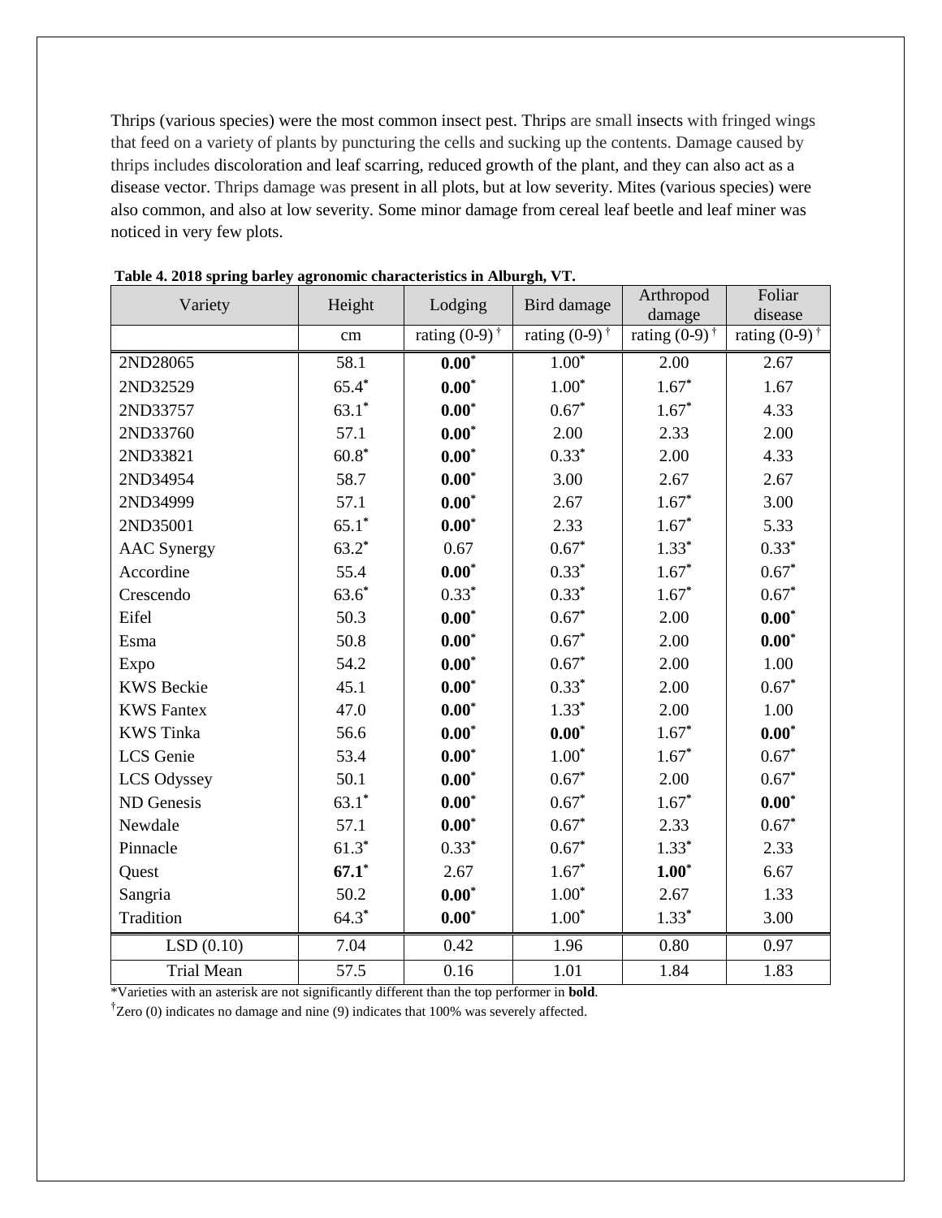Thrips (various species) were the most common insect pest. Thrips are small insects with fringed wings that feed on a variety of plants by puncturing the cells and sucking up the contents. Damage caused by thrips includes discoloration and leaf scarring, reduced growth of the plant, and they can also act as a disease vector. Thrips damage was present in all plots, but at low severity. Mites (various species) were also common, and also at low severity. Some minor damage from cereal leaf beetle and leaf miner was noticed in very few plots.

**Table 4. 2018 spring barley agronomic characteristics in Alburgh, VT.**

| Variety | Height | Lodging | Bird damage | Arthropod damage | Foliar disease |
|---|---|---|---|---|---|
| | cm | rating (0-9) † | rating (0-9) † | rating (0-9) † | rating (0-9) † |
| 2ND28065 | 58.1 | **0.00*** | 1.00* | 2.00 | 2.67 |
| 2ND32529 | 65.4* | **0.00*** | 1.00* | 1.67* | 1.67 |
| 2ND33757 | 63.1* | **0.00*** | 0.67* | 1.67* | 4.33 |
| 2ND33760 | 57.1 | **0.00*** | 2.00 | 2.33 | 2.00 |
| 2ND33821 | 60.8* | **0.00*** | 0.33* | 2.00 | 4.33 |
| 2ND34954 | 58.7 | **0.00*** | 3.00 | 2.67 | 2.67 |
| 2ND34999 | 57.1 | **0.00*** | 2.67 | 1.67* | 3.00 |
| 2ND35001 | 65.1* | **0.00*** | 2.33 | 1.67* | 5.33 |
| AAC Synergy | 63.2* | 0.67 | 0.67* | 1.33* | 0.33* |
| Accordine | 55.4 | **0.00*** | 0.33* | 1.67* | 0.67* |
| Crescendo | 63.6* | 0.33* | 0.33* | 1.67* | 0.67* |
| Eifel | 50.3 | **0.00*** | 0.67* | 2.00 | **0.00*** |
| Esma | 50.8 | **0.00*** | 0.67* | 2.00 | **0.00*** |
| Expo | 54.2 | **0.00*** | 0.67* | 2.00 | 1.00 |
| KWS Beckie | 45.1 | **0.00*** | 0.33* | 2.00 | 0.67* |
| KWS Fantex | 47.0 | **0.00*** | 1.33* | 2.00 | 1.00 |
| KWS Tinka | 56.6 | **0.00*** | **0.00*** | 1.67* | **0.00*** |
| LCS Genie | 53.4 | **0.00*** | 1.00* | 1.67* | 0.67* |
| LCS Odyssey | 50.1 | **0.00*** | 0.67* | 2.00 | 0.67* |
| ND Genesis | 63.1* | **0.00*** | 0.67* | 1.67* | **0.00*** |
| Newdale | 57.1 | **0.00*** | 0.67* | 2.33 | 0.67* |
| Pinnacle | 61.3* | 0.33* | 0.67* | 1.33* | 2.33 |
| Quest | **67.1*** | 2.67 | 1.67* | **1.00*** | 6.67 |
| Sangria | 50.2 | **0.00*** | 1.00* | 2.67 | 1.33 |
| Tradition | 64.3* | **0.00*** | 1.00* | 1.33* | 3.00 |
| LSD (0.10) | 7.04 | 0.42 | 1.96 | 0.80 | 0.97 |
| Trial Mean | 57.5 | 0.16 | 1.01 | 1.84 | 1.83 |

*Varieties with an asterisk are not significantly different than the top performer in **bold**.

†Zero (0) indicates no damage and nine (9) indicates that 100% was severely affected.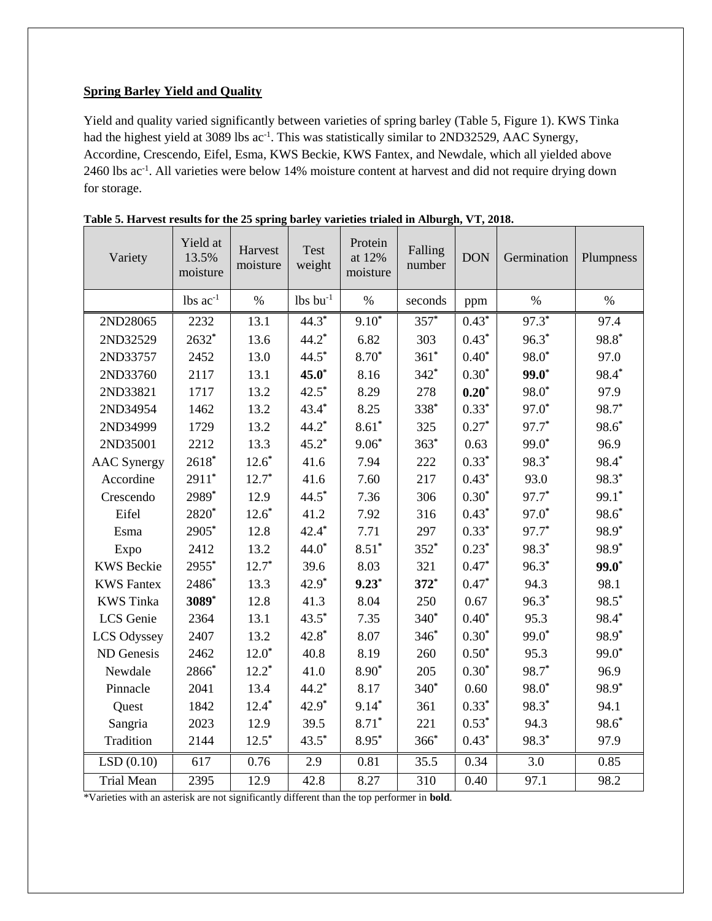**Spring Barley Yield and Quality**

Yield and quality varied significantly between varieties of spring barley (Table 5, Figure 1). KWS Tinka had the highest yield at 3089 lbs ac$^{-1}$. This was statistically similar to 2ND32529, AAC Synergy, Accordine, Crescendo, Eifel, Esma, KWS Beckie, KWS Fantex, and Newdale, which all yielded above 2460 lbs ac$^{-1}$. All varieties were below 14% moisture content at harvest and did not require drying down for storage.

**Table 5. Harvest results for the 25 spring barley varieties trialed in Alburgh, VT, 2018.**

| Variety | Yield at 13.5% moisture | Harvest moisture | Test weight | Protein at 12% moisture | Falling number | DON | Germination | Plumpness |
|---|---|---|---|---|---|---|---|---|
| | lbs ac$^{-1}$ | % | lbs bu$^{-1}$ | % | seconds | ppm | % | % |
| 2ND28065 | 2232 | 13.1 | 44.3* | 9.10* | 357* | 0.43* | 97.3* | 97.4 |
| 2ND32529 | 2632* | 13.6 | 44.2* | 6.82 | 303 | 0.43* | 96.3* | 98.8* |
| 2ND33757 | 2452 | 13.0 | 44.5* | 8.70* | 361* | 0.40* | 98.0* | 97.0 |
| 2ND33760 | 2117 | 13.1 | **45.0*** | 8.16 | 342* | 0.30* | **99.0*** | 98.4* |
| 2ND33821 | 1717 | 13.2 | 42.5* | 8.29 | 278 | **0.20*** | 98.0* | 97.9 |
| 2ND34954 | 1462 | 13.2 | 43.4* | 8.25 | 338* | 0.33* | 97.0* | 98.7* |
| 2ND34999 | 1729 | 13.2 | 44.2* | 8.61* | 325 | 0.27* | 97.7* | 98.6* |
| 2ND35001 | 2212 | 13.3 | 45.2* | 9.06* | 363* | 0.63 | 99.0* | 96.9 |
| AAC Synergy | 2618* | 12.6* | 41.6 | 7.94 | 222 | 0.33* | 98.3* | 98.4* |
| Accordine | 2911* | 12.7* | 41.6 | 7.60 | 217 | 0.43* | 93.0 | 98.3* |
| Crescendo | 2989* | 12.9 | 44.5* | 7.36 | 306 | 0.30* | 97.7* | 99.1* |
| Eifel | 2820* | 12.6* | 41.2 | 7.92 | 316 | 0.43* | 97.0* | 98.6* |
| Esma | 2905* | 12.8 | 42.4* | 7.71 | 297 | 0.33* | 97.7* | 98.9* |
| Expo | 2412 | 13.2 | 44.0* | 8.51* | 352* | 0.23* | 98.3* | 98.9* |
| KWS Beckie | 2955* | 12.7* | 39.6 | 8.03 | 321 | 0.47* | 96.3* | **99.0*** |
| KWS Fantex | 2486* | 13.3 | 42.9* | **9.23*** | **372*** | 0.47* | 94.3 | 98.1 |
| KWS Tinka | **3089*** | 12.8 | 41.3 | 8.04 | 250 | 0.67 | 96.3* | 98.5* |
| LCS Genie | 2364 | 13.1 | 43.5* | 7.35 | 340* | 0.40* | 95.3 | 98.4* |
| LCS Odyssey | 2407 | 13.2 | 42.8* | 8.07 | 346* | 0.30* | 99.0* | 98.9* |
| ND Genesis | 2462 | 12.0* | 40.8 | 8.19 | 260 | 0.50* | 95.3 | 99.0* |
| Newdale | 2866* | 12.2* | 41.0 | 8.90* | 205 | 0.30* | 98.7* | 96.9 |
| Pinnacle | 2041 | 13.4 | 44.2* | 8.17 | 340* | 0.60 | 98.0* | 98.9* |
| Quest | 1842 | 12.4* | 42.9* | 9.14* | 361 | 0.33* | 98.3* | 94.1 |
| Sangria | 2023 | 12.9 | 39.5 | 8.71* | 221 | 0.53* | 94.3 | 98.6* |
| Tradition | 2144 | 12.5* | 43.5* | 8.95* | 366* | 0.43* | 98.3* | 97.9 |
| LSD (0.10) | 617 | 0.76 | 2.9 | 0.81 | 35.5 | 0.34 | 3.0 | 0.85 |
| Trial Mean | 2395 | 12.9 | 42.8 | 8.27 | 310 | 0.40 | 97.1 | 98.2 |

*Varieties with an asterisk are not significantly different than the top performer in **bold**.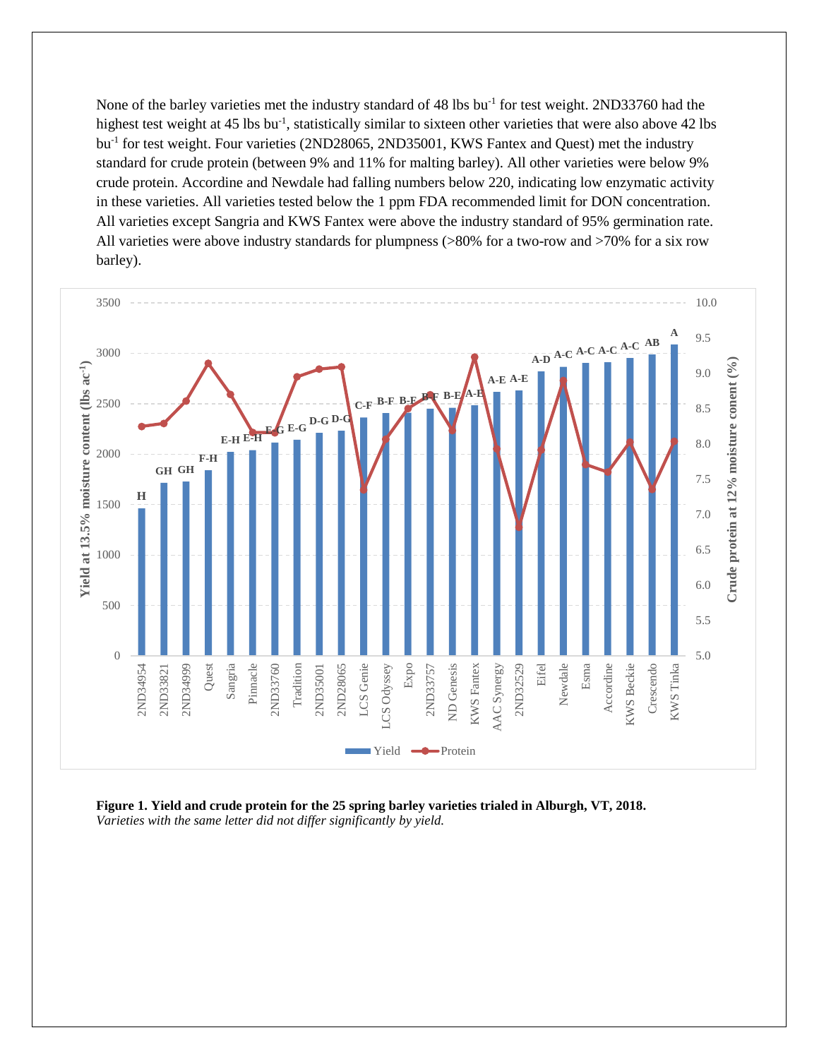None of the barley varieties met the industry standard of 48 lbs bu$^{-1}$ for test weight. 2ND33760 had the highest test weight at 45 lbs bu$^{-1}$, statistically similar to sixteen other varieties that were also above 42 lbs bu$^{-1}$ for test weight. Four varieties (2ND28065, 2ND35001, KWS Fantex and Quest) met the industry standard for crude protein (between 9% and 11% for malting barley). All other varieties were below 9% crude protein. Accordine and Newdale had falling numbers below 220, indicating low enzymatic activity in these varieties. All varieties tested below the 1 ppm FDA recommended limit for DON concentration. All varieties except Sangria and KWS Fantex were above the industry standard of 95% germination rate. All varieties were above industry standards for plumpness (>80% for a two-row and >70% for a six row barley).

**Figure 1. Yield and crude protein for the 25 spring barley varieties trialed in Alburgh, VT, 2018.**
*Varieties with the same letter did not differ significantly by yield.*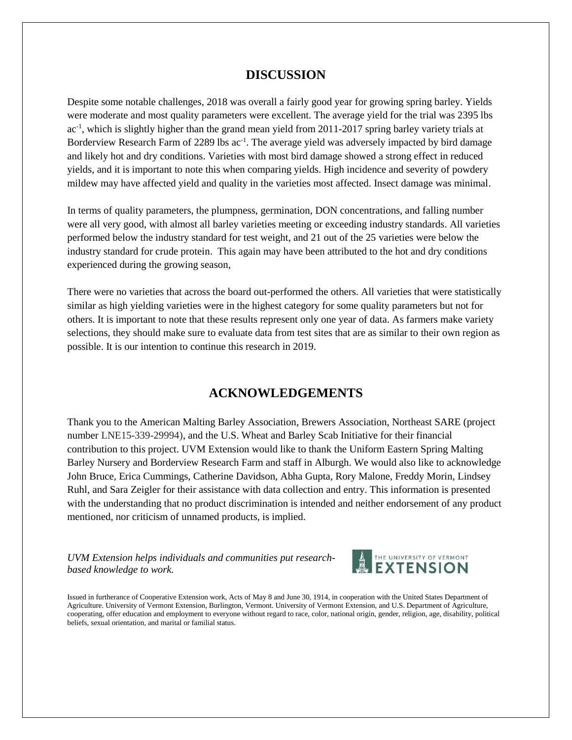## DISCUSSION

Despite some notable challenges, 2018 was overall a fairly good year for growing spring barley. Yields were moderate and most quality parameters were excellent. The average yield for the trial was 2395 lbs $ac^{-1}$, which is slightly higher than the grand mean yield from 2011-2017 spring barley variety trials at Borderview Research Farm of 2289 lbs $ac^{-1}$. The average yield was adversely impacted by bird damage and likely hot and dry conditions. Varieties with most bird damage showed a strong effect in reduced yields, and it is important to note this when comparing yields. High incidence and severity of powdery mildew may have affected yield and quality in the varieties most affected. Insect damage was minimal.

In terms of quality parameters, the plumpness, germination, DON concentrations, and falling number were all very good, with almost all barley varieties meeting or exceeding industry standards. All varieties performed below the industry standard for test weight, and 21 out of the 25 varieties were below the industry standard for crude protein. This again may have been attributed to the hot and dry conditions experienced during the growing season,

There were no varieties that across the board out-performed the others. All varieties that were statistically similar as high yielding varieties were in the highest category for some quality parameters but not for others. It is important to note that these results represent only one year of data. As farmers make variety selections, they should make sure to evaluate data from test sites that are as similar to their own region as possible. It is our intention to continue this research in 2019.

## ACKNOWLEDGEMENTS

Thank you to the American Malting Barley Association, Brewers Association, Northeast SARE (project number LNE15-339-29994), and the U.S. Wheat and Barley Scab Initiative for their financial contribution to this project. UVM Extension would like to thank the Uniform Eastern Spring Malting Barley Nursery and Borderview Research Farm and staff in Alburgh. We would also like to acknowledge John Bruce, Erica Cummings, Catherine Davidson, Abha Gupta, Rory Malone, Freddy Morin, Lindsey Ruhl, and Sara Zeigler for their assistance with data collection and entry. This information is presented with the understanding that no product discrimination is intended and neither endorsement of any product mentioned, nor criticism of unnamed products, is implied.

*UVM Extension helps individuals and communities put research-based knowledge to work.*

THE UNIVERSITY OF VERMONT EXTENSION

Issued in furtherance of Cooperative Extension work, Acts of May 8 and June 30, 1914, in cooperation with the United States Department of Agriculture. University of Vermont Extension, Burlington, Vermont. University of Vermont Extension, and U.S. Department of Agriculture, cooperating, offer education and employment to everyone without regard to race, color, national origin, gender, religion, age, disability, political beliefs, sexual orientation, and marital or familial status.